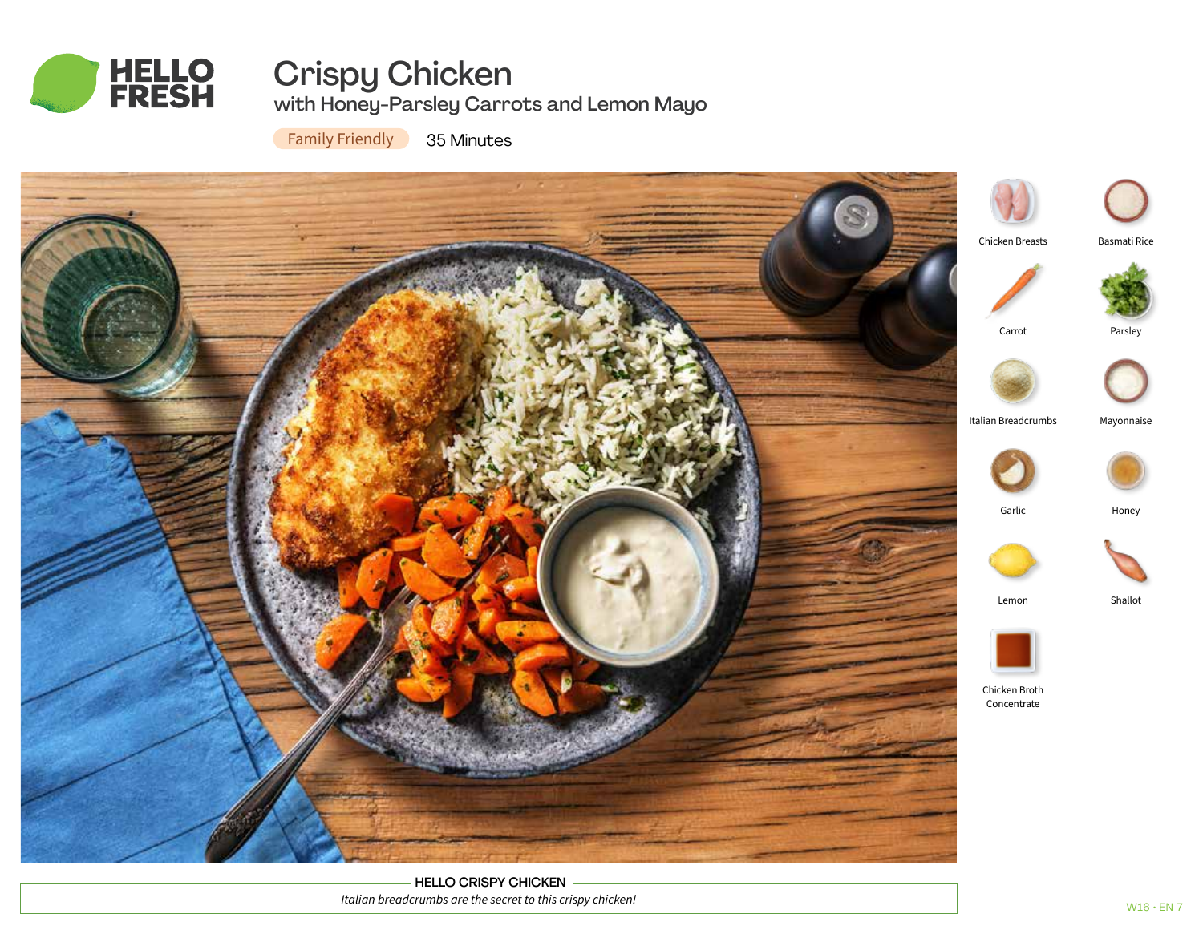# Crispy Chicken

## with Honey-Parsley Carrots and Lemon Mayo

Family Friendly    35 Minutes

- Chicken Breasts
- Basmati Rice
- Carrot
- Parsley
- Italian Breadcrumbs
- Mayonnaise
- Garlic
- Honey
- Lemon
- Shallot
- Chicken Broth Concentrate

**HELLO CRISPY CHICKEN**

*Italian breadcrumbs are the secret to this crispy chicken!*

W16 • EN 7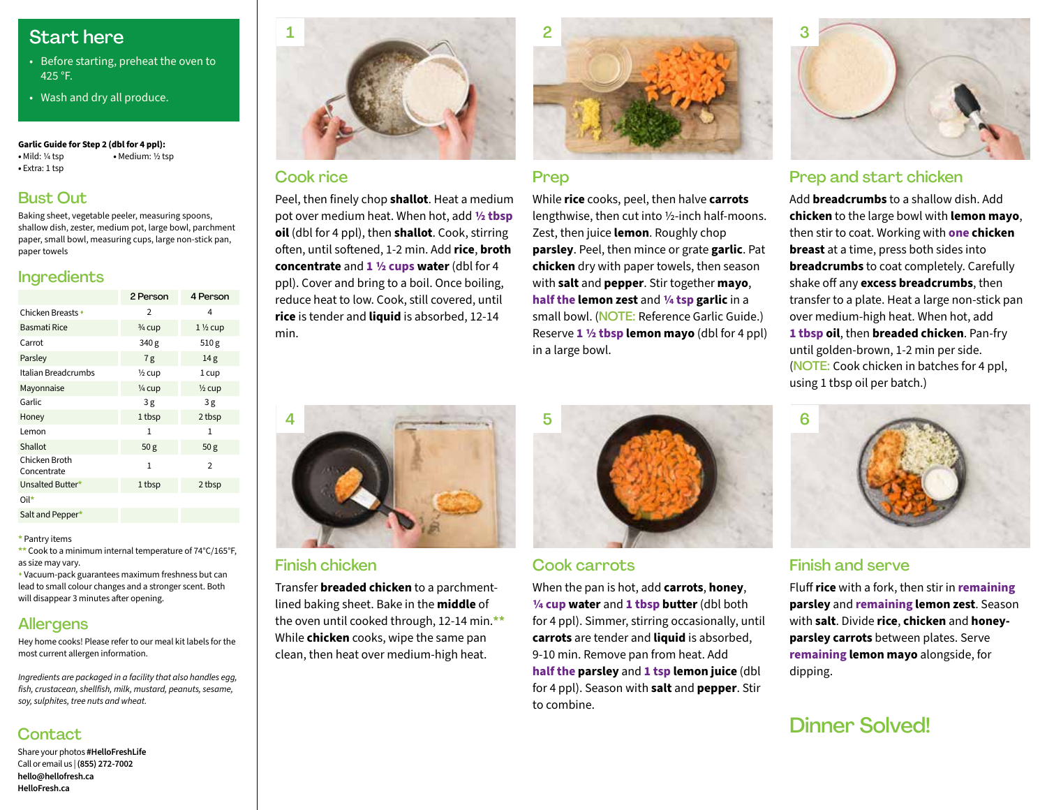## Start here

- Before starting, preheat the oven to 425 °F.
- Wash and dry all produce.

**Garlic Guide for Step 2 (dbl for 4 ppl):**

- Mild: ¼ tsp
- Medium: ½ tsp
- Extra: 1 tsp

## Bust Out

Baking sheet, vegetable peeler, measuring spoons, shallow dish, zester, medium pot, large bowl, parchment paper, small bowl, measuring cups, large non-stick pan, paper towels

## Ingredients

| | 2 Person | 4 Person |
|---|---|---|
| Chicken Breasts • | 2 | 4 |
| Basmati Rice | ¾ cup | 1 ½ cup |
| Carrot | 340 g | 510 g |
| Parsley | 7 g | 14 g |
| Italian Breadcrumbs | ½ cup | 1 cup |
| Mayonnaise | ¼ cup | ½ cup |
| Garlic | 3 g | 3 g |
| Honey | 1 tbsp | 2 tbsp |
| Lemon | 1 | 1 |
| Shallot | 50 g | 50 g |
| Chicken Broth Concentrate | 1 | 2 |
| Unsalted Butter* | 1 tbsp | 2 tbsp |
| Oil* | | |
| Salt and Pepper* | | |

\* Pantry items

** Cook to a minimum internal temperature of 74°C/165°F, as size may vary.

• Vacuum-pack guarantees maximum freshness but can lead to small colour changes and a stronger scent. Both will disappear 3 minutes after opening.

## Allergens

Hey home cooks! Please refer to our meal kit labels for the most current allergen information.

*Ingredients are packaged in a facility that also handles egg, fish, crustacean, shellfish, milk, mustard, peanuts, sesame, soy, sulphites, tree nuts and wheat.*

## Contact

Share your photos **#HelloFreshLife**
Call or email us | **(855) 272-7002**
**hello@hellofresh.ca**
**HelloFresh.ca**

## 1 Cook rice

Peel, then finely chop **shallot**. Heat a medium pot over medium heat. When hot, add **½ tbsp oil** (dbl for 4 ppl), then **shallot**. Cook, stirring often, until softened, 1-2 min. Add **rice**, **broth concentrate** and **1 ½ cups water** (dbl for 4 ppl). Cover and bring to a boil. Once boiling, reduce heat to low. Cook, still covered, until **rice** is tender and **liquid** is absorbed, 12-14 min.

## 2 Prep

While **rice** cooks, peel, then halve **carrots** lengthwise, then cut into ½-inch half-moons. Zest, then juice **lemon**. Roughly chop **parsley**. Peel, then mince or grate **garlic**. Pat **chicken** dry with paper towels, then season with **salt** and **pepper**. Stir together **mayo**, **half the lemon zest** and **¼ tsp garlic** in a small bowl. (NOTE: Reference Garlic Guide.) Reserve **1 ½ tbsp lemon mayo** (dbl for 4 ppl) in a large bowl.

## 3 Prep and start chicken

Add **breadcrumbs** to a shallow dish. Add **chicken** to the large bowl with **lemon mayo**, then stir to coat. Working with **one chicken breast** at a time, press both sides into **breadcrumbs** to coat completely. Carefully shake off any **excess breadcrumbs**, then transfer to a plate. Heat a large non-stick pan over medium-high heat. When hot, add **1 tbsp oil**, then **breaded chicken**. Pan-fry until golden-brown, 1-2 min per side. (NOTE: Cook chicken in batches for 4 ppl, using 1 tbsp oil per batch.)

## 4 Finish chicken

Transfer **breaded chicken** to a parchment-lined baking sheet. Bake in the **middle** of the oven until cooked through, 12-14 min.** While **chicken** cooks, wipe the same pan clean, then heat over medium-high heat.

## 5 Cook carrots

When the pan is hot, add **carrots**, **honey**, **¼ cup water** and **1 tbsp butter** (dbl both for 4 ppl). Simmer, stirring occasionally, until **carrots** are tender and **liquid** is absorbed, 9-10 min. Remove pan from heat. Add **half the parsley** and **1 tsp lemon juice** (dbl for 4 ppl). Season with **salt** and **pepper**. Stir to combine.

## 6 Finish and serve

Fluff **rice** with a fork, then stir in **remaining parsley** and **remaining lemon zest**. Season with **salt**. Divide **rice**, **chicken** and **honey-parsley carrots** between plates. Serve **remaining lemon mayo** alongside, for dipping.

## Dinner Solved!